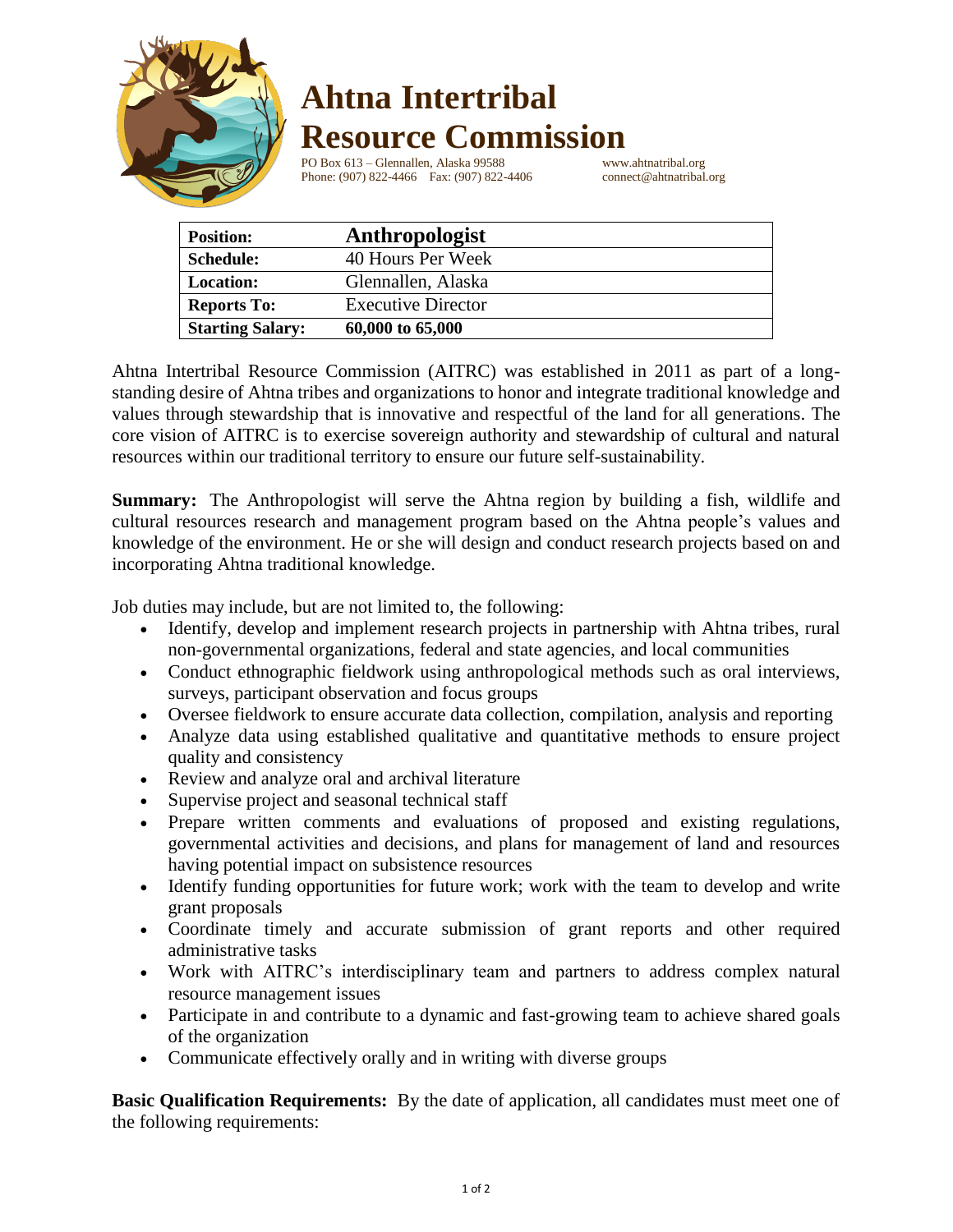# Ahtna Intertribal Resource Commission

PO Box 613 – Glennallen, Alaska 99588
Phone: (907) 822-4466 Fax: (907) 822-4406

www.ahtnatribal.org
connect@ahtnatribal.org

| **Position:** | **Anthropologist** |
|---|---|
| **Schedule:** | 40 Hours Per Week |
| **Location:** | Glennallen, Alaska |
| **Reports To:** | Executive Director |
| **Starting Salary:** | **60,000 to 65,000** |

Ahtna Intertribal Resource Commission (AITRC) was established in 2011 as part of a long-standing desire of Ahtna tribes and organizations to honor and integrate traditional knowledge and values through stewardship that is innovative and respectful of the land for all generations. The core vision of AITRC is to exercise sovereign authority and stewardship of cultural and natural resources within our traditional territory to ensure our future self-sustainability.

**Summary:** The Anthropologist will serve the Ahtna region by building a fish, wildlife and cultural resources research and management program based on the Ahtna people's values and knowledge of the environment. He or she will design and conduct research projects based on and incorporating Ahtna traditional knowledge.

Job duties may include, but are not limited to, the following:

- Identify, develop and implement research projects in partnership with Ahtna tribes, rural non-governmental organizations, federal and state agencies, and local communities
- Conduct ethnographic fieldwork using anthropological methods such as oral interviews, surveys, participant observation and focus groups
- Oversee fieldwork to ensure accurate data collection, compilation, analysis and reporting
- Analyze data using established qualitative and quantitative methods to ensure project quality and consistency
- Review and analyze oral and archival literature
- Supervise project and seasonal technical staff
- Prepare written comments and evaluations of proposed and existing regulations, governmental activities and decisions, and plans for management of land and resources having potential impact on subsistence resources
- Identify funding opportunities for future work; work with the team to develop and write grant proposals
- Coordinate timely and accurate submission of grant reports and other required administrative tasks
- Work with AITRC's interdisciplinary team and partners to address complex natural resource management issues
- Participate in and contribute to a dynamic and fast-growing team to achieve shared goals of the organization
- Communicate effectively orally and in writing with diverse groups

**Basic Qualification Requirements:** By the date of application, all candidates must meet one of the following requirements: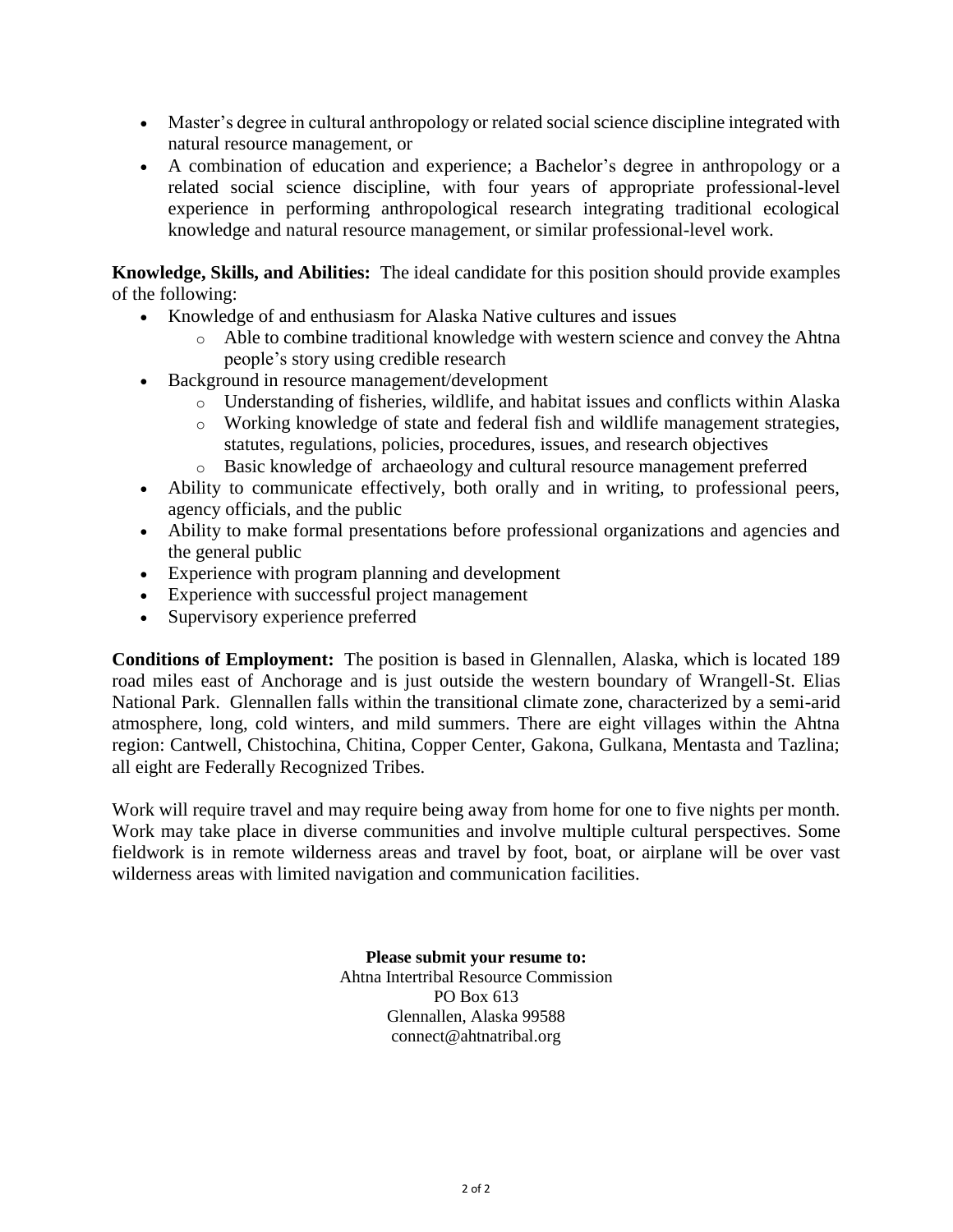- Master's degree in cultural anthropology or related social science discipline integrated with natural resource management, or
- A combination of education and experience; a Bachelor's degree in anthropology or a related social science discipline, with four years of appropriate professional-level experience in performing anthropological research integrating traditional ecological knowledge and natural resource management, or similar professional-level work.

**Knowledge, Skills, and Abilities:** The ideal candidate for this position should provide examples of the following:

- Knowledge of and enthusiasm for Alaska Native cultures and issues
  - Able to combine traditional knowledge with western science and convey the Ahtna people's story using credible research
- Background in resource management/development
  - Understanding of fisheries, wildlife, and habitat issues and conflicts within Alaska
  - Working knowledge of state and federal fish and wildlife management strategies, statutes, regulations, policies, procedures, issues, and research objectives
  - Basic knowledge of archaeology and cultural resource management preferred
- Ability to communicate effectively, both orally and in writing, to professional peers, agency officials, and the public
- Ability to make formal presentations before professional organizations and agencies and the general public
- Experience with program planning and development
- Experience with successful project management
- Supervisory experience preferred

**Conditions of Employment:** The position is based in Glennallen, Alaska, which is located 189 road miles east of Anchorage and is just outside the western boundary of Wrangell-St. Elias National Park. Glennallen falls within the transitional climate zone, characterized by a semi-arid atmosphere, long, cold winters, and mild summers. There are eight villages within the Ahtna region: Cantwell, Chistochina, Chitina, Copper Center, Gakona, Gulkana, Mentasta and Tazlina; all eight are Federally Recognized Tribes.

Work will require travel and may require being away from home for one to five nights per month. Work may take place in diverse communities and involve multiple cultural perspectives. Some fieldwork is in remote wilderness areas and travel by foot, boat, or airplane will be over vast wilderness areas with limited navigation and communication facilities.

**Please submit your resume to:**
Ahtna Intertribal Resource Commission
PO Box 613
Glennallen, Alaska 99588
connect@ahtnatribal.org